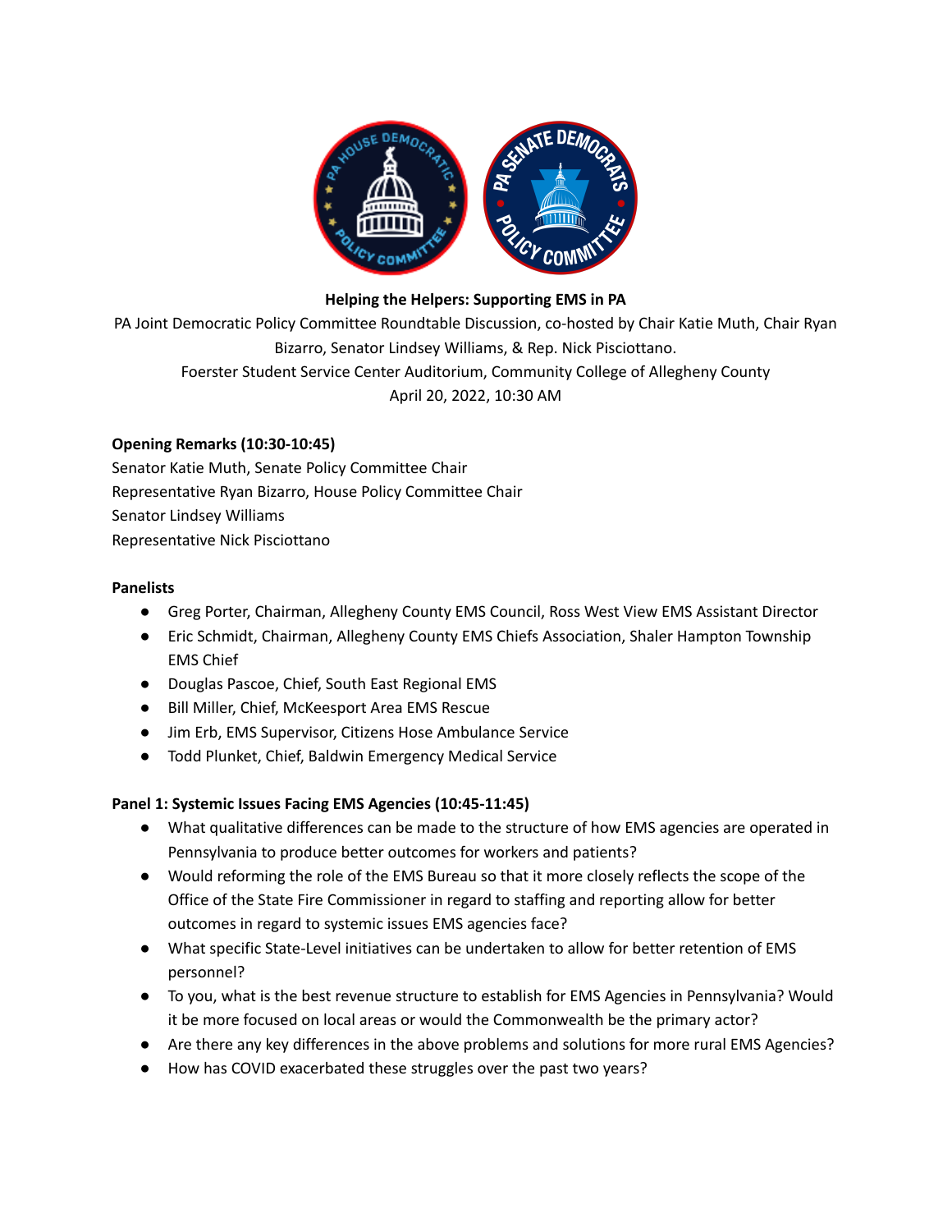**Helping the Helpers: Supporting EMS in PA**

PA Joint Democratic Policy Committee Roundtable Discussion, co-hosted by Chair Katie Muth, Chair Ryan Bizarro, Senator Lindsey Williams, & Rep. Nick Pisciottano.

Foerster Student Service Center Auditorium, Community College of Allegheny County

April 20, 2022, 10:30 AM

**Opening Remarks (10:30-10:45)**

Senator Katie Muth, Senate Policy Committee Chair
Representative Ryan Bizarro, House Policy Committee Chair
Senator Lindsey Williams
Representative Nick Pisciottano

**Panelists**

- Greg Porter, Chairman, Allegheny County EMS Council, Ross West View EMS Assistant Director
- Eric Schmidt, Chairman, Allegheny County EMS Chiefs Association, Shaler Hampton Township EMS Chief
- Douglas Pascoe, Chief, South East Regional EMS
- Bill Miller, Chief, McKeesport Area EMS Rescue
- Jim Erb, EMS Supervisor, Citizens Hose Ambulance Service
- Todd Plunket, Chief, Baldwin Emergency Medical Service

**Panel 1: Systemic Issues Facing EMS Agencies (10:45-11:45)**

- What qualitative differences can be made to the structure of how EMS agencies are operated in Pennsylvania to produce better outcomes for workers and patients?
- Would reforming the role of the EMS Bureau so that it more closely reflects the scope of the Office of the State Fire Commissioner in regard to staffing and reporting allow for better outcomes in regard to systemic issues EMS agencies face?
- What specific State-Level initiatives can be undertaken to allow for better retention of EMS personnel?
- To you, what is the best revenue structure to establish for EMS Agencies in Pennsylvania? Would it be more focused on local areas or would the Commonwealth be the primary actor?
- Are there any key differences in the above problems and solutions for more rural EMS Agencies?
- How has COVID exacerbated these struggles over the past two years?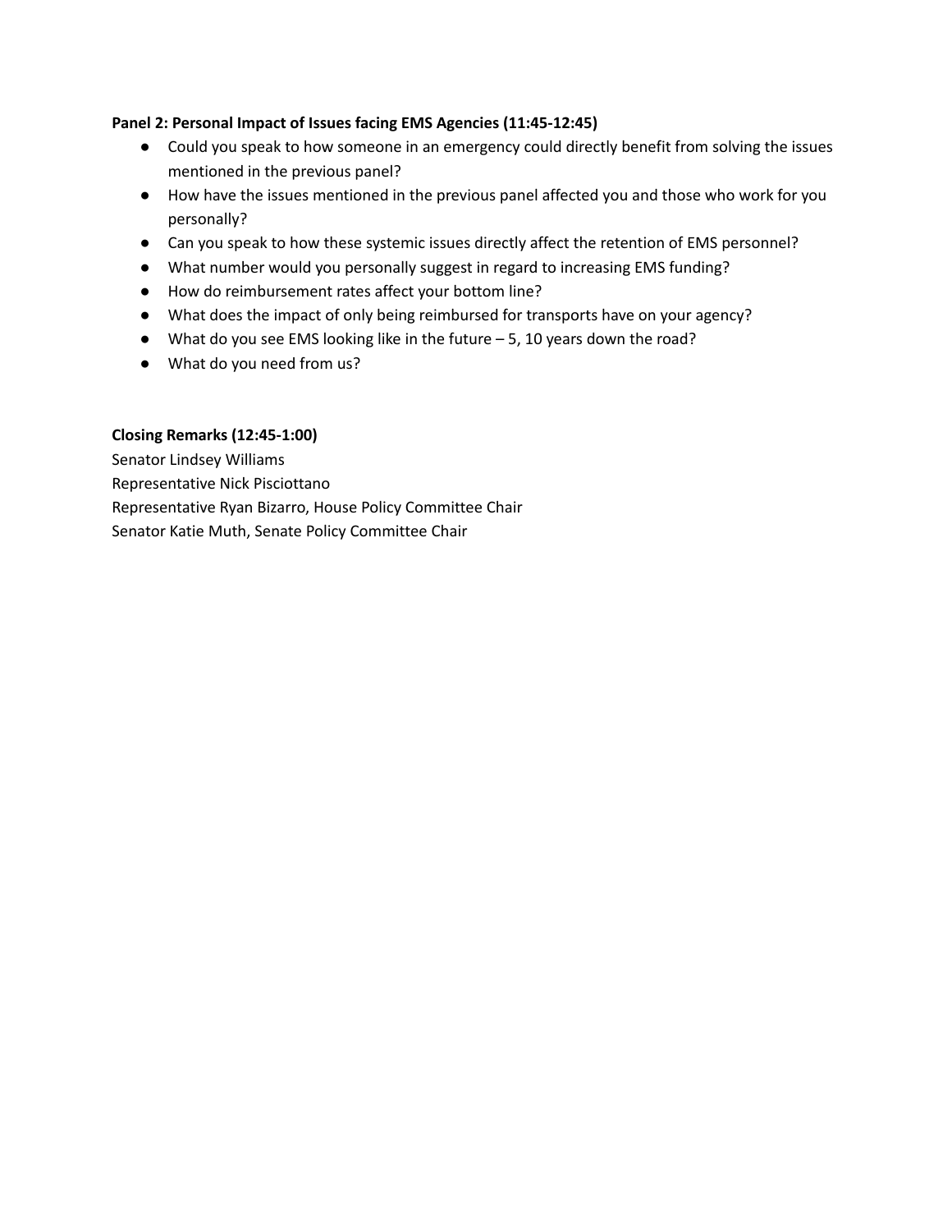**Panel 2: Personal Impact of Issues facing EMS Agencies (11:45-12:45)**

- Could you speak to how someone in an emergency could directly benefit from solving the issues mentioned in the previous panel?
- How have the issues mentioned in the previous panel affected you and those who work for you personally?
- Can you speak to how these systemic issues directly affect the retention of EMS personnel?
- What number would you personally suggest in regard to increasing EMS funding?
- How do reimbursement rates affect your bottom line?
- What does the impact of only being reimbursed for transports have on your agency?
- What do you see EMS looking like in the future – 5, 10 years down the road?
- What do you need from us?

**Closing Remarks (12:45-1:00)**

Senator Lindsey Williams
Representative Nick Pisciottano
Representative Ryan Bizarro, House Policy Committee Chair
Senator Katie Muth, Senate Policy Committee Chair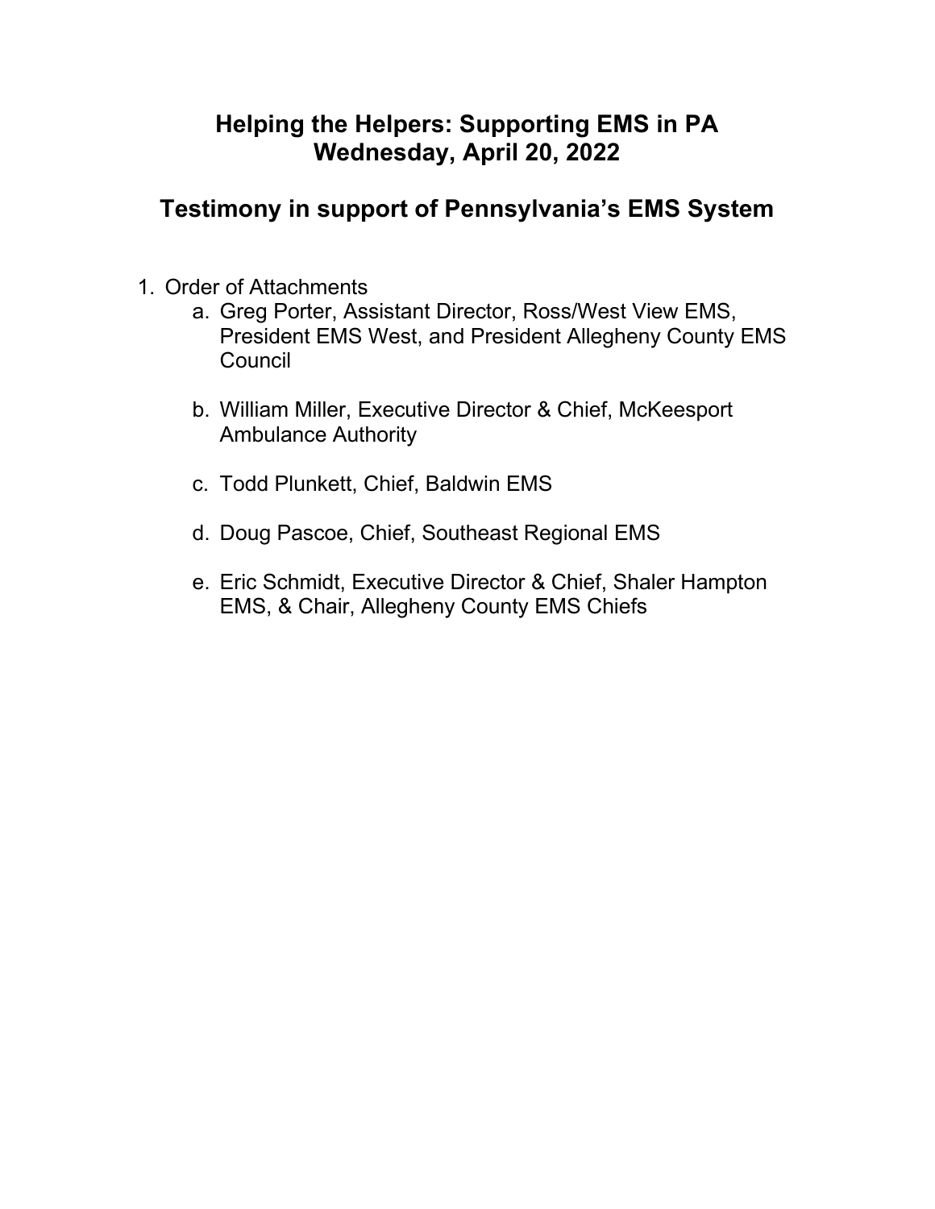# Helping the Helpers: Supporting EMS in PA
# Wednesday, April 20, 2022

## Testimony in support of Pennsylvania's EMS System

1. Order of Attachments
   a. Greg Porter, Assistant Director, Ross/West View EMS, President EMS West, and President Allegheny County EMS Council

   b. William Miller, Executive Director & Chief, McKeesport Ambulance Authority

   c. Todd Plunkett, Chief, Baldwin EMS

   d. Doug Pascoe, Chief, Southeast Regional EMS

   e. Eric Schmidt, Executive Director & Chief, Shaler Hampton EMS, & Chair, Allegheny County EMS Chiefs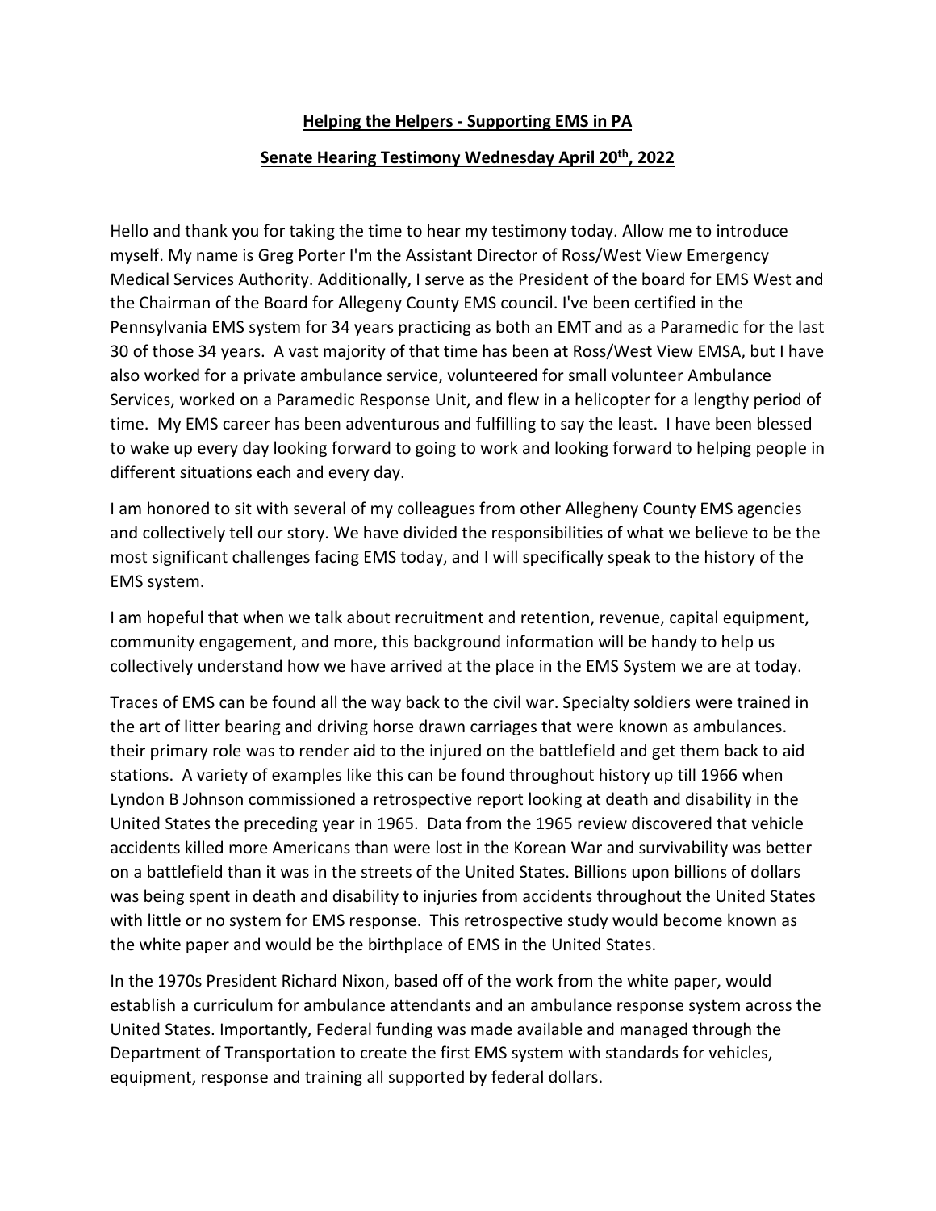**Helping the Helpers - Supporting EMS in PA**

**Senate Hearing Testimony Wednesday April 20th, 2022**

Hello and thank you for taking the time to hear my testimony today. Allow me to introduce myself. My name is Greg Porter I'm the Assistant Director of Ross/West View Emergency Medical Services Authority. Additionally, I serve as the President of the board for EMS West and the Chairman of the Board for Allegeny County EMS council. I've been certified in the Pennsylvania EMS system for 34 years practicing as both an EMT and as a Paramedic for the last 30 of those 34 years. A vast majority of that time has been at Ross/West View EMSA, but I have also worked for a private ambulance service, volunteered for small volunteer Ambulance Services, worked on a Paramedic Response Unit, and flew in a helicopter for a lengthy period of time. My EMS career has been adventurous and fulfilling to say the least. I have been blessed to wake up every day looking forward to going to work and looking forward to helping people in different situations each and every day.

I am honored to sit with several of my colleagues from other Allegheny County EMS agencies and collectively tell our story. We have divided the responsibilities of what we believe to be the most significant challenges facing EMS today, and I will specifically speak to the history of the EMS system.

I am hopeful that when we talk about recruitment and retention, revenue, capital equipment, community engagement, and more, this background information will be handy to help us collectively understand how we have arrived at the place in the EMS System we are at today.

Traces of EMS can be found all the way back to the civil war. Specialty soldiers were trained in the art of litter bearing and driving horse drawn carriages that were known as ambulances. their primary role was to render aid to the injured on the battlefield and get them back to aid stations. A variety of examples like this can be found throughout history up till 1966 when Lyndon B Johnson commissioned a retrospective report looking at death and disability in the United States the preceding year in 1965. Data from the 1965 review discovered that vehicle accidents killed more Americans than were lost in the Korean War and survivability was better on a battlefield than it was in the streets of the United States. Billions upon billions of dollars was being spent in death and disability to injuries from accidents throughout the United States with little or no system for EMS response. This retrospective study would become known as the white paper and would be the birthplace of EMS in the United States.

In the 1970s President Richard Nixon, based off of the work from the white paper, would establish a curriculum for ambulance attendants and an ambulance response system across the United States. Importantly, Federal funding was made available and managed through the Department of Transportation to create the first EMS system with standards for vehicles, equipment, response and training all supported by federal dollars.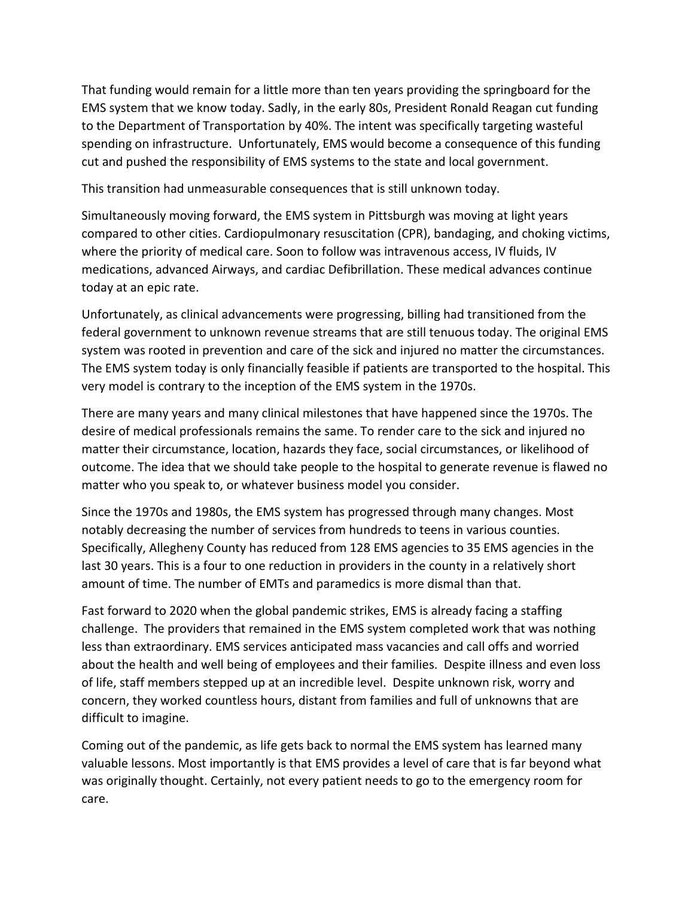That funding would remain for a little more than ten years providing the springboard for the EMS system that we know today. Sadly, in the early 80s, President Ronald Reagan cut funding to the Department of Transportation by 40%. The intent was specifically targeting wasteful spending on infrastructure. Unfortunately, EMS would become a consequence of this funding cut and pushed the responsibility of EMS systems to the state and local government.

This transition had unmeasurable consequences that is still unknown today.

Simultaneously moving forward, the EMS system in Pittsburgh was moving at light years compared to other cities. Cardiopulmonary resuscitation (CPR), bandaging, and choking victims, where the priority of medical care. Soon to follow was intravenous access, IV fluids, IV medications, advanced Airways, and cardiac Defibrillation. These medical advances continue today at an epic rate.

Unfortunately, as clinical advancements were progressing, billing had transitioned from the federal government to unknown revenue streams that are still tenuous today. The original EMS system was rooted in prevention and care of the sick and injured no matter the circumstances. The EMS system today is only financially feasible if patients are transported to the hospital. This very model is contrary to the inception of the EMS system in the 1970s.

There are many years and many clinical milestones that have happened since the 1970s. The desire of medical professionals remains the same. To render care to the sick and injured no matter their circumstance, location, hazards they face, social circumstances, or likelihood of outcome. The idea that we should take people to the hospital to generate revenue is flawed no matter who you speak to, or whatever business model you consider.

Since the 1970s and 1980s, the EMS system has progressed through many changes. Most notably decreasing the number of services from hundreds to teens in various counties. Specifically, Allegheny County has reduced from 128 EMS agencies to 35 EMS agencies in the last 30 years. This is a four to one reduction in providers in the county in a relatively short amount of time. The number of EMTs and paramedics is more dismal than that.

Fast forward to 2020 when the global pandemic strikes, EMS is already facing a staffing challenge. The providers that remained in the EMS system completed work that was nothing less than extraordinary. EMS services anticipated mass vacancies and call offs and worried about the health and well being of employees and their families. Despite illness and even loss of life, staff members stepped up at an incredible level. Despite unknown risk, worry and concern, they worked countless hours, distant from families and full of unknowns that are difficult to imagine.

Coming out of the pandemic, as life gets back to normal the EMS system has learned many valuable lessons. Most importantly is that EMS provides a level of care that is far beyond what was originally thought. Certainly, not every patient needs to go to the emergency room for care.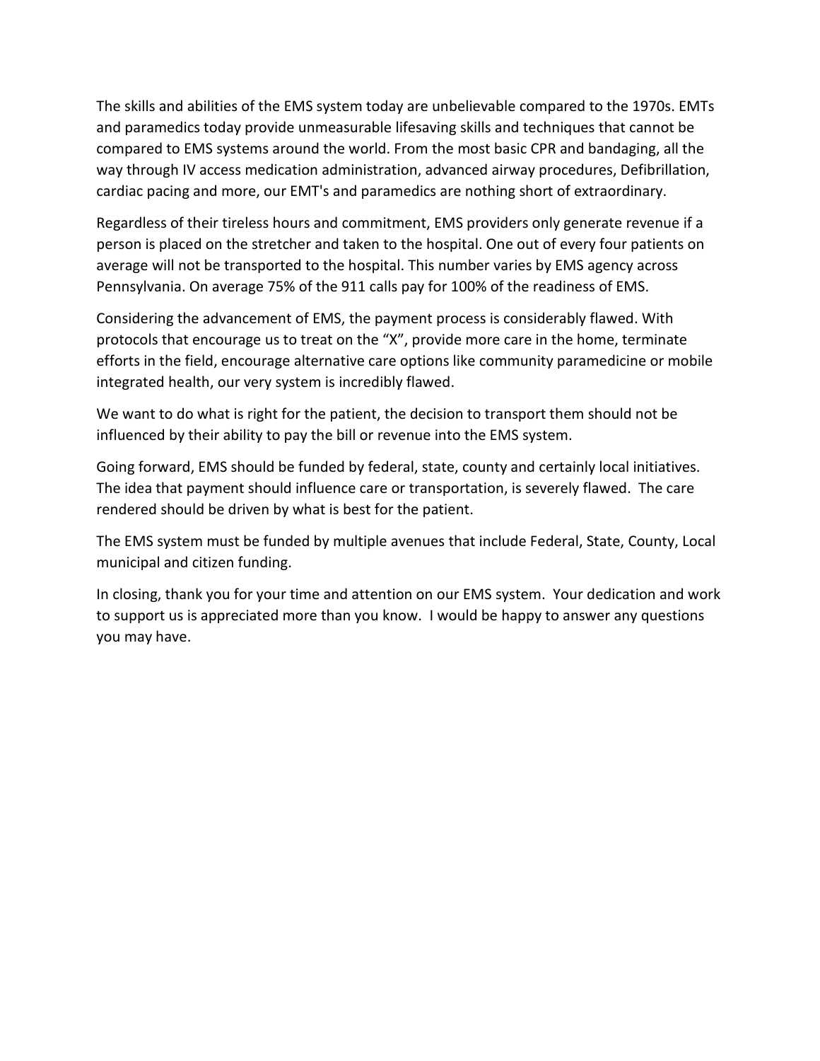The skills and abilities of the EMS system today are unbelievable compared to the 1970s. EMTs and paramedics today provide unmeasurable lifesaving skills and techniques that cannot be compared to EMS systems around the world. From the most basic CPR and bandaging, all the way through IV access medication administration, advanced airway procedures, Defibrillation, cardiac pacing and more, our EMT's and paramedics are nothing short of extraordinary.

Regardless of their tireless hours and commitment, EMS providers only generate revenue if a person is placed on the stretcher and taken to the hospital. One out of every four patients on average will not be transported to the hospital. This number varies by EMS agency across Pennsylvania. On average 75% of the 911 calls pay for 100% of the readiness of EMS.

Considering the advancement of EMS, the payment process is considerably flawed. With protocols that encourage us to treat on the "X", provide more care in the home, terminate efforts in the field, encourage alternative care options like community paramedicine or mobile integrated health, our very system is incredibly flawed.

We want to do what is right for the patient, the decision to transport them should not be influenced by their ability to pay the bill or revenue into the EMS system.

Going forward, EMS should be funded by federal, state, county and certainly local initiatives. The idea that payment should influence care or transportation, is severely flawed. The care rendered should be driven by what is best for the patient.

The EMS system must be funded by multiple avenues that include Federal, State, County, Local municipal and citizen funding.

In closing, thank you for your time and attention on our EMS system. Your dedication and work to support us is appreciated more than you know. I would be happy to answer any questions you may have.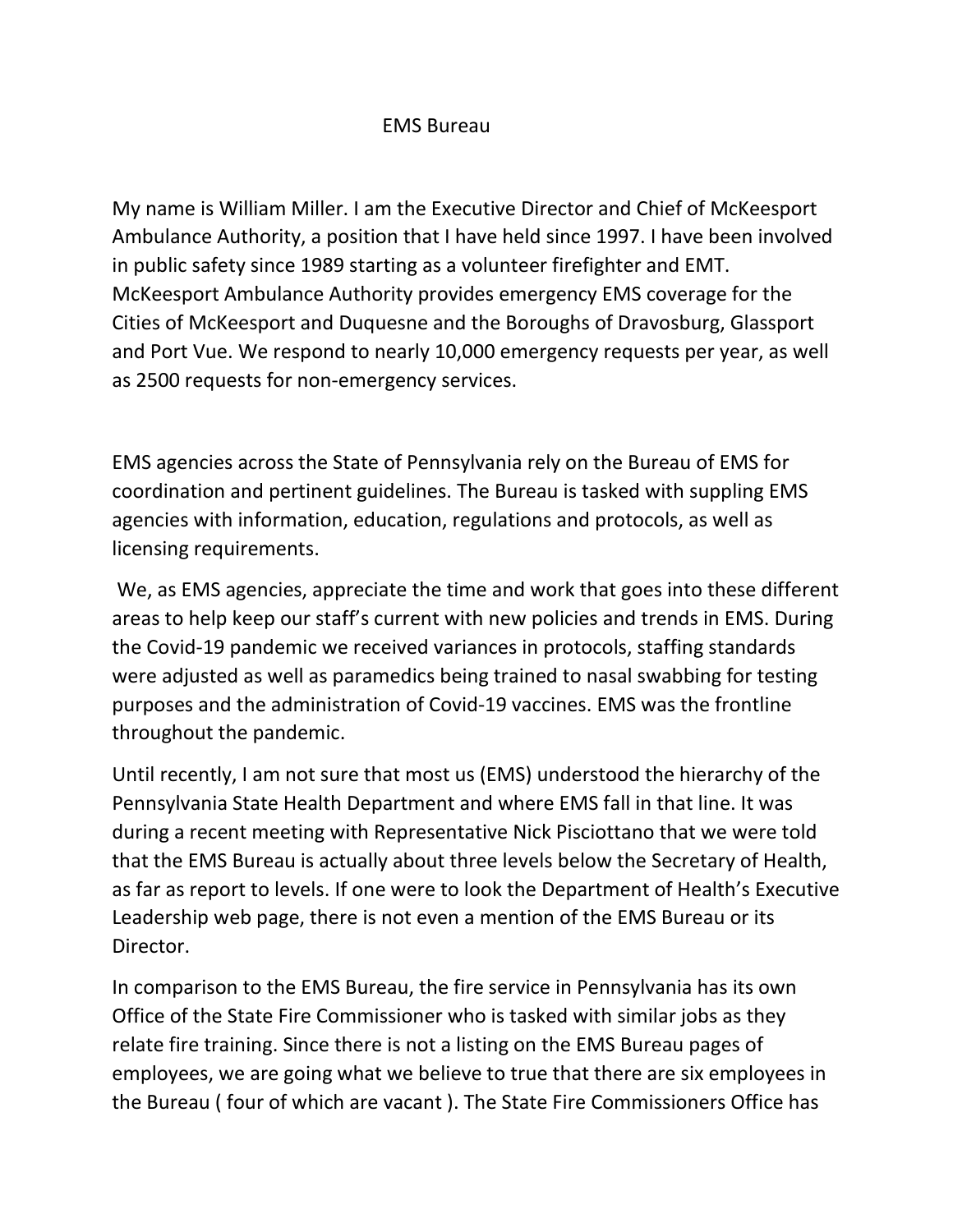# EMS Bureau

My name is William Miller. I am the Executive Director and Chief of McKeesport Ambulance Authority, a position that I have held since 1997. I have been involved in public safety since 1989 starting as a volunteer firefighter and EMT. McKeesport Ambulance Authority provides emergency EMS coverage for the Cities of McKeesport and Duquesne and the Boroughs of Dravosburg, Glassport and Port Vue. We respond to nearly 10,000 emergency requests per year, as well as 2500 requests for non-emergency services.

EMS agencies across the State of Pennsylvania rely on the Bureau of EMS for coordination and pertinent guidelines. The Bureau is tasked with suppling EMS agencies with information, education, regulations and protocols, as well as licensing requirements.

We, as EMS agencies, appreciate the time and work that goes into these different areas to help keep our staff's current with new policies and trends in EMS. During the Covid-19 pandemic we received variances in protocols, staffing standards were adjusted as well as paramedics being trained to nasal swabbing for testing purposes and the administration of Covid-19 vaccines. EMS was the frontline throughout the pandemic.

Until recently, I am not sure that most us (EMS) understood the hierarchy of the Pennsylvania State Health Department and where EMS fall in that line. It was during a recent meeting with Representative Nick Pisciottano that we were told that the EMS Bureau is actually about three levels below the Secretary of Health, as far as report to levels. If one were to look the Department of Health's Executive Leadership web page, there is not even a mention of the EMS Bureau or its Director.

In comparison to the EMS Bureau, the fire service in Pennsylvania has its own Office of the State Fire Commissioner who is tasked with similar jobs as they relate fire training. Since there is not a listing on the EMS Bureau pages of employees, we are going what we believe to true that there are six employees in the Bureau ( four of which are vacant ). The State Fire Commissioners Office has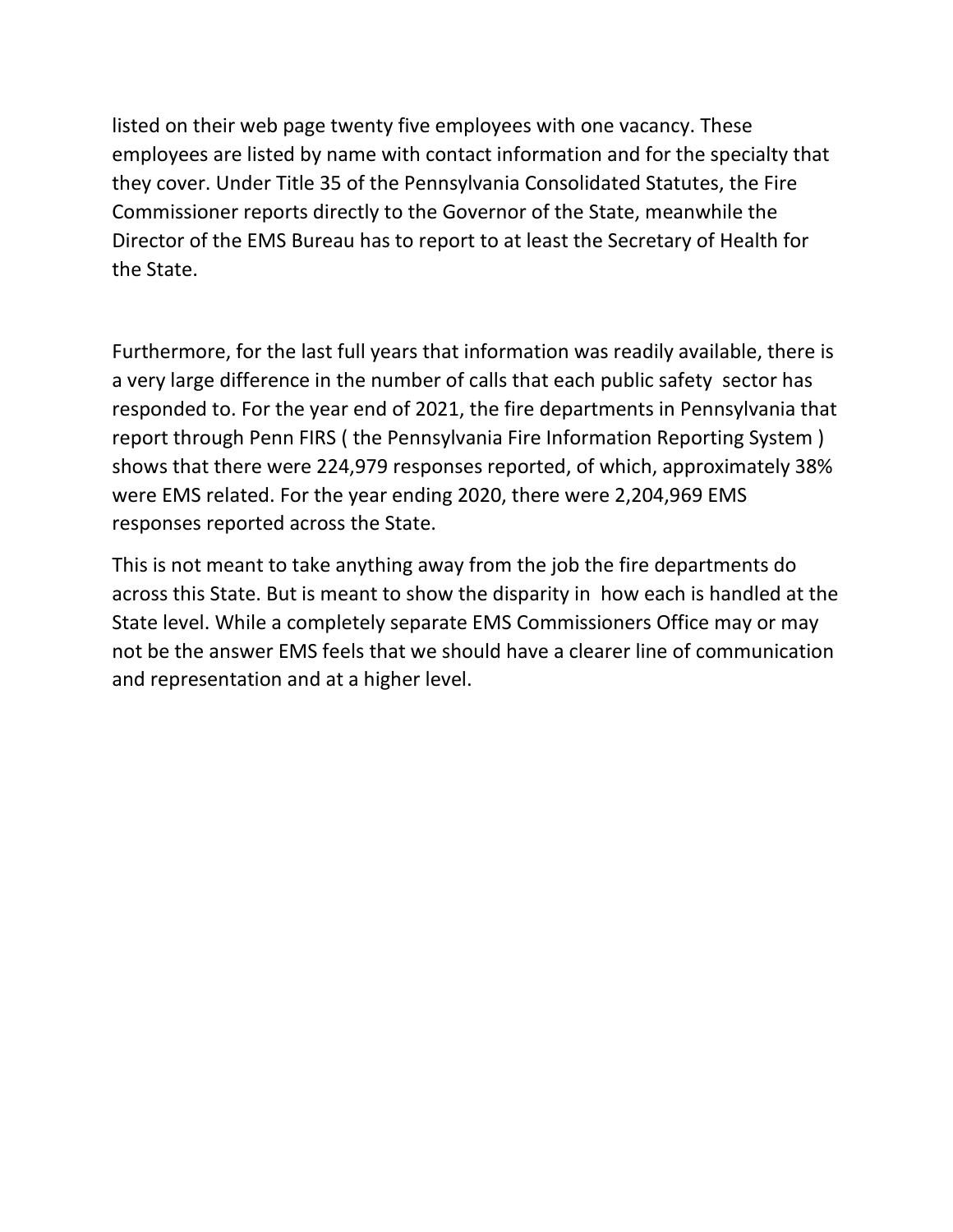listed on their web page twenty five employees with one vacancy. These employees are listed by name with contact information and for the specialty that they cover. Under Title 35 of the Pennsylvania Consolidated Statutes, the Fire Commissioner reports directly to the Governor of the State, meanwhile the Director of the EMS Bureau has to report to at least the Secretary of Health for the State.

Furthermore, for the last full years that information was readily available, there is a very large difference in the number of calls that each public safety sector has responded to. For the year end of 2021, the fire departments in Pennsylvania that report through Penn FIRS ( the Pennsylvania Fire Information Reporting System ) shows that there were 224,979 responses reported, of which, approximately 38% were EMS related. For the year ending 2020, there were 2,204,969 EMS responses reported across the State.

This is not meant to take anything away from the job the fire departments do across this State. But is meant to show the disparity in how each is handled at the State level. While a completely separate EMS Commissioners Office may or may not be the answer EMS feels that we should have a clearer line of communication and representation and at a higher level.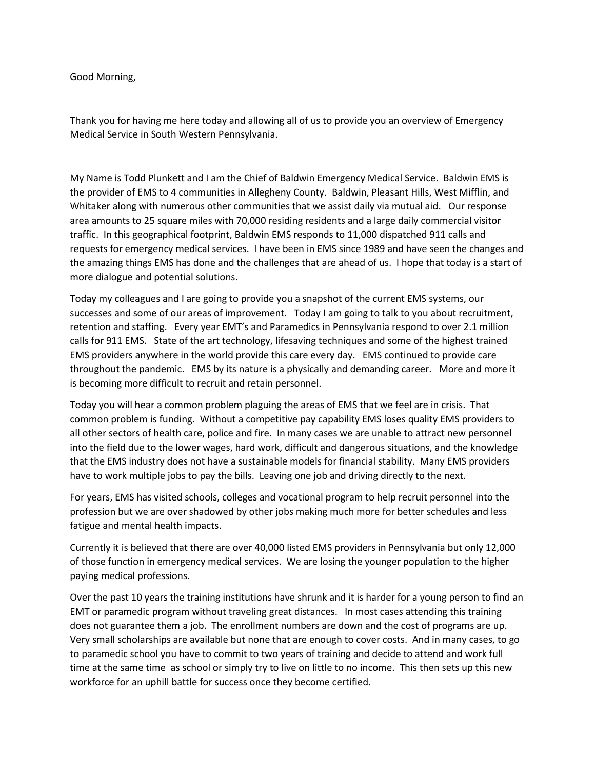Good Morning,

Thank you for having me here today and allowing all of us to provide you an overview of Emergency Medical Service in South Western Pennsylvania.

My Name is Todd Plunkett and I am the Chief of Baldwin Emergency Medical Service. Baldwin EMS is the provider of EMS to 4 communities in Allegheny County. Baldwin, Pleasant Hills, West Mifflin, and Whitaker along with numerous other communities that we assist daily via mutual aid. Our response area amounts to 25 square miles with 70,000 residing residents and a large daily commercial visitor traffic. In this geographical footprint, Baldwin EMS responds to 11,000 dispatched 911 calls and requests for emergency medical services. I have been in EMS since 1989 and have seen the changes and the amazing things EMS has done and the challenges that are ahead of us. I hope that today is a start of more dialogue and potential solutions.

Today my colleagues and I are going to provide you a snapshot of the current EMS systems, our successes and some of our areas of improvement. Today I am going to talk to you about recruitment, retention and staffing. Every year EMT's and Paramedics in Pennsylvania respond to over 2.1 million calls for 911 EMS. State of the art technology, lifesaving techniques and some of the highest trained EMS providers anywhere in the world provide this care every day. EMS continued to provide care throughout the pandemic. EMS by its nature is a physically and demanding career. More and more it is becoming more difficult to recruit and retain personnel.

Today you will hear a common problem plaguing the areas of EMS that we feel are in crisis. That common problem is funding. Without a competitive pay capability EMS loses quality EMS providers to all other sectors of health care, police and fire. In many cases we are unable to attract new personnel into the field due to the lower wages, hard work, difficult and dangerous situations, and the knowledge that the EMS industry does not have a sustainable models for financial stability. Many EMS providers have to work multiple jobs to pay the bills. Leaving one job and driving directly to the next.

For years, EMS has visited schools, colleges and vocational program to help recruit personnel into the profession but we are over shadowed by other jobs making much more for better schedules and less fatigue and mental health impacts.

Currently it is believed that there are over 40,000 listed EMS providers in Pennsylvania but only 12,000 of those function in emergency medical services. We are losing the younger population to the higher paying medical professions.

Over the past 10 years the training institutions have shrunk and it is harder for a young person to find an EMT or paramedic program without traveling great distances. In most cases attending this training does not guarantee them a job. The enrollment numbers are down and the cost of programs are up. Very small scholarships are available but none that are enough to cover costs. And in many cases, to go to paramedic school you have to commit to two years of training and decide to attend and work full time at the same time as school or simply try to live on little to no income. This then sets up this new workforce for an uphill battle for success once they become certified.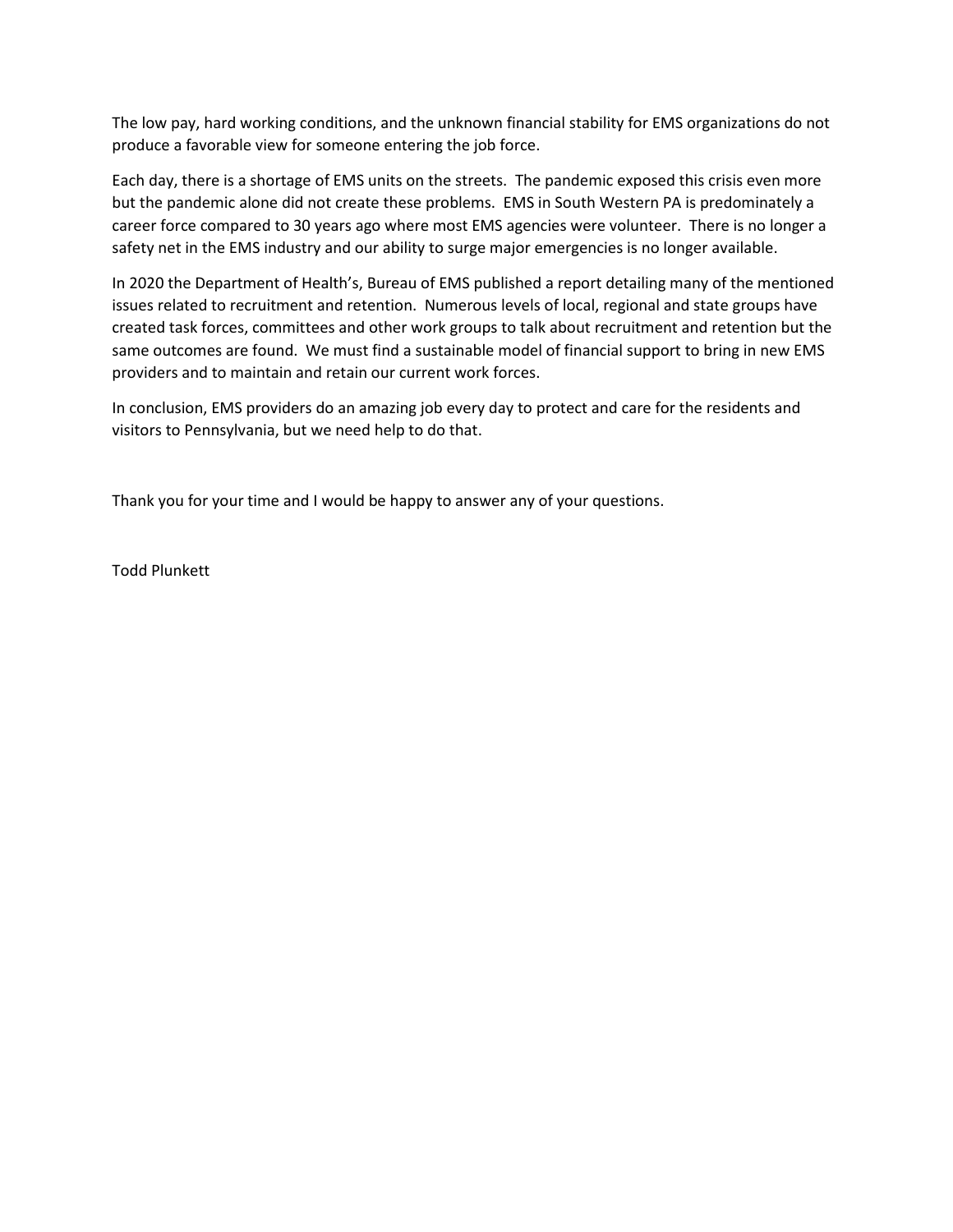The low pay, hard working conditions, and the unknown financial stability for EMS organizations do not produce a favorable view for someone entering the job force.

Each day, there is a shortage of EMS units on the streets. The pandemic exposed this crisis even more but the pandemic alone did not create these problems. EMS in South Western PA is predominately a career force compared to 30 years ago where most EMS agencies were volunteer. There is no longer a safety net in the EMS industry and our ability to surge major emergencies is no longer available.

In 2020 the Department of Health's, Bureau of EMS published a report detailing many of the mentioned issues related to recruitment and retention. Numerous levels of local, regional and state groups have created task forces, committees and other work groups to talk about recruitment and retention but the same outcomes are found. We must find a sustainable model of financial support to bring in new EMS providers and to maintain and retain our current work forces.

In conclusion, EMS providers do an amazing job every day to protect and care for the residents and visitors to Pennsylvania, but we need help to do that.

Thank you for your time and I would be happy to answer any of your questions.

Todd Plunkett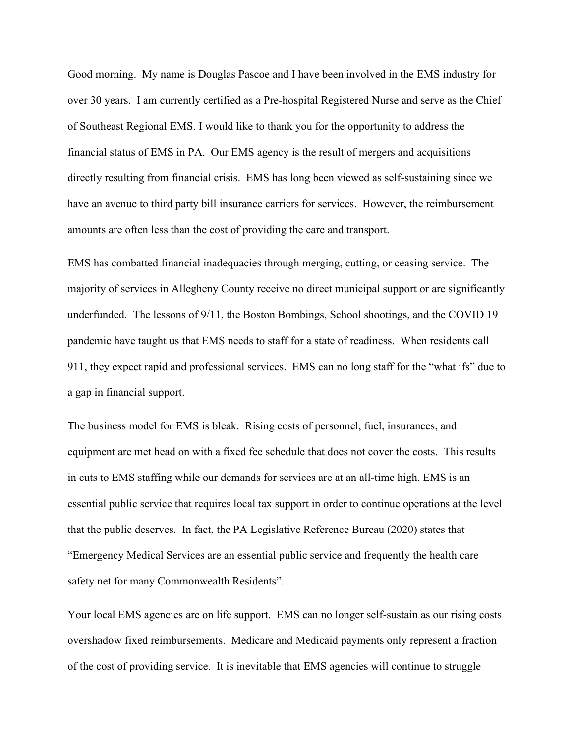Good morning. My name is Douglas Pascoe and I have been involved in the EMS industry for over 30 years. I am currently certified as a Pre-hospital Registered Nurse and serve as the Chief of Southeast Regional EMS. I would like to thank you for the opportunity to address the financial status of EMS in PA. Our EMS agency is the result of mergers and acquisitions directly resulting from financial crisis. EMS has long been viewed as self-sustaining since we have an avenue to third party bill insurance carriers for services. However, the reimbursement amounts are often less than the cost of providing the care and transport.

EMS has combatted financial inadequacies through merging, cutting, or ceasing service. The majority of services in Allegheny County receive no direct municipal support or are significantly underfunded. The lessons of 9/11, the Boston Bombings, School shootings, and the COVID 19 pandemic have taught us that EMS needs to staff for a state of readiness. When residents call 911, they expect rapid and professional services. EMS can no long staff for the "what ifs" due to a gap in financial support.

The business model for EMS is bleak. Rising costs of personnel, fuel, insurances, and equipment are met head on with a fixed fee schedule that does not cover the costs. This results in cuts to EMS staffing while our demands for services are at an all-time high. EMS is an essential public service that requires local tax support in order to continue operations at the level that the public deserves. In fact, the PA Legislative Reference Bureau (2020) states that "Emergency Medical Services are an essential public service and frequently the health care safety net for many Commonwealth Residents".

Your local EMS agencies are on life support. EMS can no longer self-sustain as our rising costs overshadow fixed reimbursements. Medicare and Medicaid payments only represent a fraction of the cost of providing service. It is inevitable that EMS agencies will continue to struggle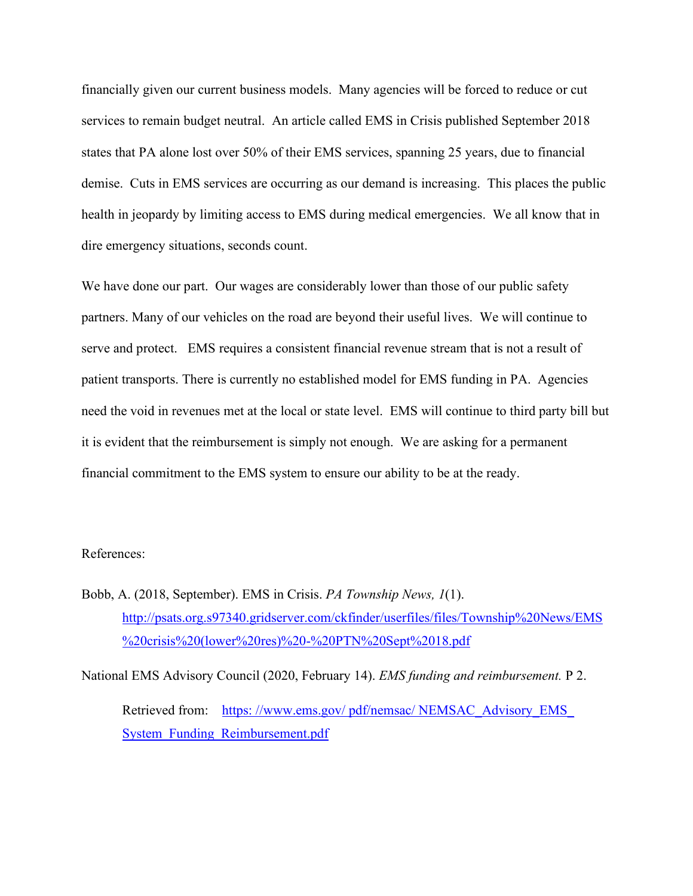financially given our current business models. Many agencies will be forced to reduce or cut services to remain budget neutral. An article called EMS in Crisis published September 2018 states that PA alone lost over 50% of their EMS services, spanning 25 years, due to financial demise. Cuts in EMS services are occurring as our demand is increasing. This places the public health in jeopardy by limiting access to EMS during medical emergencies. We all know that in dire emergency situations, seconds count.

We have done our part. Our wages are considerably lower than those of our public safety partners. Many of our vehicles on the road are beyond their useful lives. We will continue to serve and protect. EMS requires a consistent financial revenue stream that is not a result of patient transports. There is currently no established model for EMS funding in PA. Agencies need the void in revenues met at the local or state level. EMS will continue to third party bill but it is evident that the reimbursement is simply not enough. We are asking for a permanent financial commitment to the EMS system to ensure our ability to be at the ready.

References:

Bobb, A. (2018, September). EMS in Crisis. *PA Township News, 1*(1). http://psats.org.s97340.gridserver.com/ckfinder/userfiles/files/Township%20News/EMS%20crisis%20(lower%20res)%20-%20PTN%20Sept%2018.pdf

National EMS Advisory Council (2020, February 14). *EMS funding and reimbursement.* P 2. Retrieved from: https: //www.ems.gov/ pdf/nemsac/ NEMSAC_Advisory_EMS_System_Funding_Reimbursement.pdf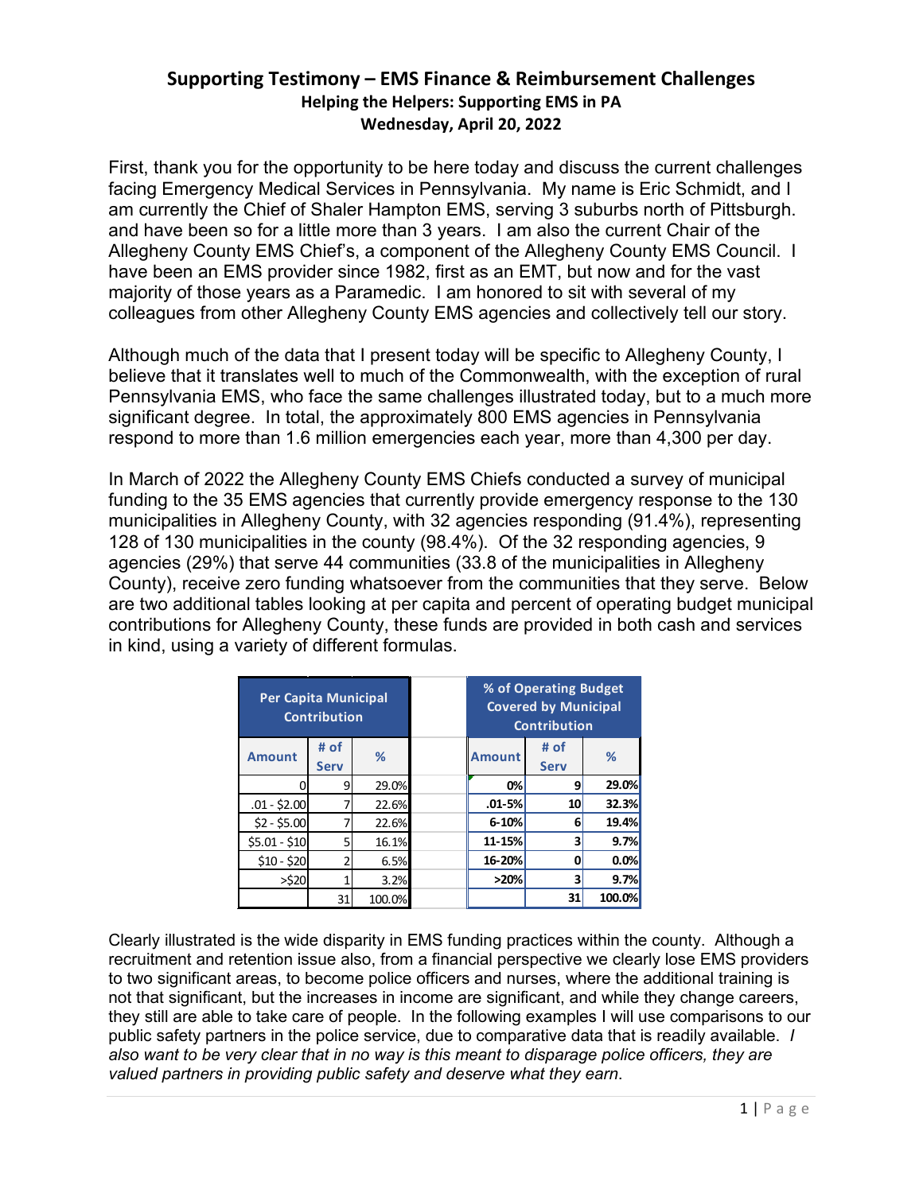## Supporting Testimony – EMS Finance & Reimbursement Challenges

### Helping the Helpers: Supporting EMS in PA

### Wednesday, April 20, 2022

First, thank you for the opportunity to be here today and discuss the current challenges facing Emergency Medical Services in Pennsylvania. My name is Eric Schmidt, and I am currently the Chief of Shaler Hampton EMS, serving 3 suburbs north of Pittsburgh. and have been so for a little more than 3 years. I am also the current Chair of the Allegheny County EMS Chief's, a component of the Allegheny County EMS Council. I have been an EMS provider since 1982, first as an EMT, but now and for the vast majority of those years as a Paramedic. I am honored to sit with several of my colleagues from other Allegheny County EMS agencies and collectively tell our story.

Although much of the data that I present today will be specific to Allegheny County, I believe that it translates well to much of the Commonwealth, with the exception of rural Pennsylvania EMS, who face the same challenges illustrated today, but to a much more significant degree. In total, the approximately 800 EMS agencies in Pennsylvania respond to more than 1.6 million emergencies each year, more than 4,300 per day.

In March of 2022 the Allegheny County EMS Chiefs conducted a survey of municipal funding to the 35 EMS agencies that currently provide emergency response to the 130 municipalities in Allegheny County, with 32 agencies responding (91.4%), representing 128 of 130 municipalities in the county (98.4%). Of the 32 responding agencies, 9 agencies (29%) that serve 44 communities (33.8 of the municipalities in Allegheny County), receive zero funding whatsoever from the communities that they serve. Below are two additional tables looking at per capita and percent of operating budget municipal contributions for Allegheny County, these funds are provided in both cash and services in kind, using a variety of different formulas.

| Per Capita Municipal Contribution | | |
|---|---|---|
| **Amount** | **# of Serv** | **%** |
| 0 | 9 | 29.0% |
| .01 - $2.00 | 7 | 22.6% |
| $2 - $5.00 | 7 | 22.6% |
| $5.01 - $10 | 5 | 16.1% |
| $10 - $20 | 2 | 6.5% |
| >$20 | 1 | 3.2% |
| | 31 | 100.0% |

| % of Operating Budget Covered by Municipal Contribution | | |
|---|---|---|
| **Amount** | **# of Serv** | **%** |
| **0%** | **9** | **29.0%** |
| **.01-5%** | **10** | **32.3%** |
| **6-10%** | **6** | **19.4%** |
| **11-15%** | **3** | **9.7%** |
| **16-20%** | **0** | **0.0%** |
| **>20%** | **3** | **9.7%** |
| | **31** | **100.0%** |

Clearly illustrated is the wide disparity in EMS funding practices within the county. Although a recruitment and retention issue also, from a financial perspective we clearly lose EMS providers to two significant areas, to become police officers and nurses, where the additional training is not that significant, but the increases in income are significant, and while they change careers, they still are able to take care of people. In the following examples I will use comparisons to our public safety partners in the police service, due to comparative data that is readily available. *I also want to be very clear that in no way is this meant to disparage police officers, they are valued partners in providing public safety and deserve what they earn.*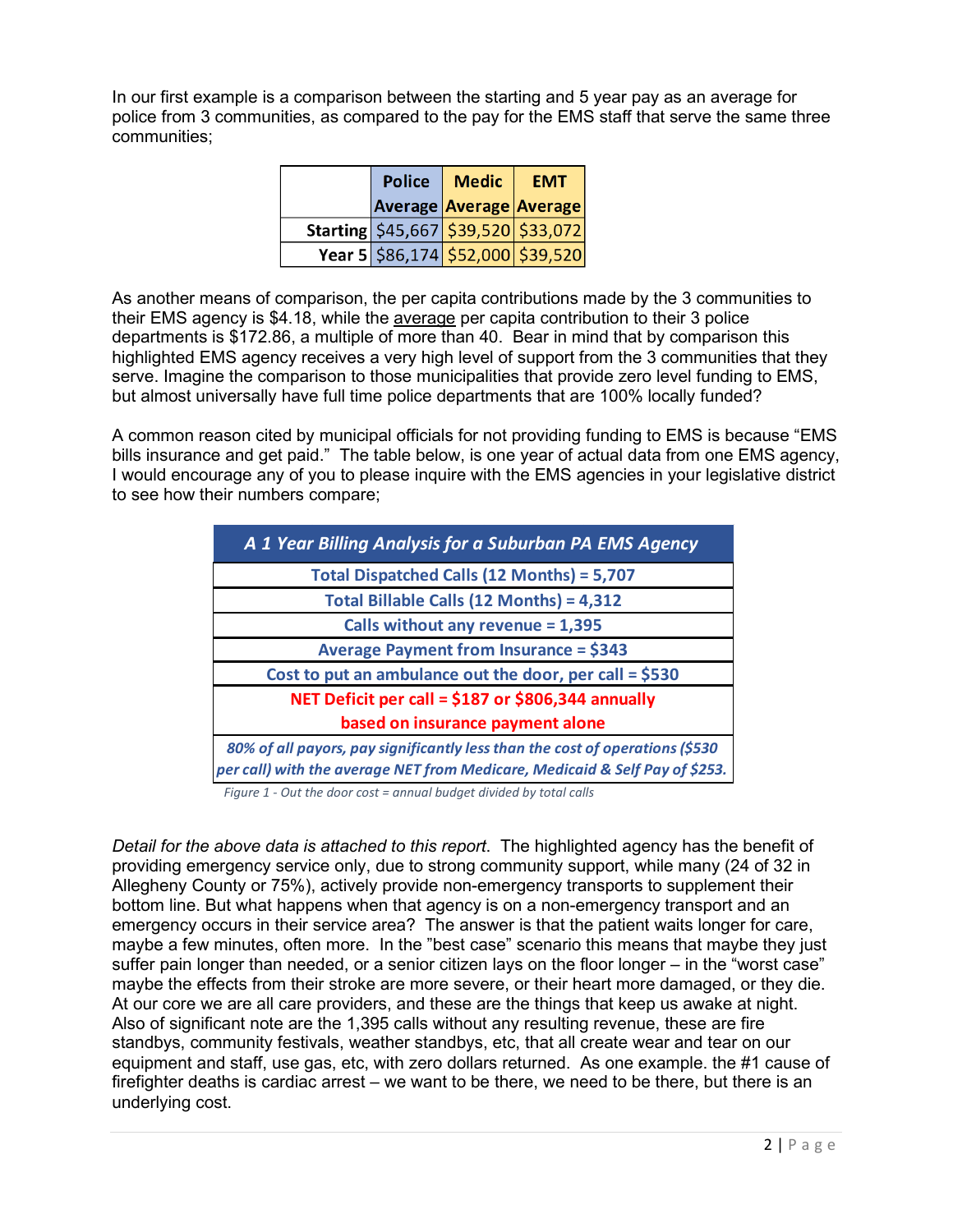In our first example is a comparison between the starting and 5 year pay as an average for police from 3 communities, as compared to the pay for the EMS staff that serve the same three communities;

| | Police Average | Medic Average | EMT Average |
|---|---|---|---|
| **Starting** | $45,667 | $39,520 | $33,072 |
| **Year 5** | $86,174 | $52,000 | $39,520 |

As another means of comparison, the per capita contributions made by the 3 communities to their EMS agency is $4.18, while the average per capita contribution to their 3 police departments is $172.86, a multiple of more than 40. Bear in mind that by comparison this highlighted EMS agency receives a very high level of support from the 3 communities that they serve. Imagine the comparison to those municipalities that provide zero level funding to EMS, but almost universally have full time police departments that are 100% locally funded?

A common reason cited by municipal officials for not providing funding to EMS is because "EMS bills insurance and get paid." The table below, is one year of actual data from one EMS agency, I would encourage any of you to please inquire with the EMS agencies in your legislative district to see how their numbers compare;

| ***A 1 Year Billing Analysis for a Suburban PA EMS Agency*** |
|---|
| **Total Dispatched Calls (12 Months) = 5,707** |
| **Total Billable Calls (12 Months) = 4,312** |
| **Calls without any revenue = 1,395** |
| **Average Payment from Insurance = $343** |
| **Cost to put an ambulance out the door, per call = $530** |
| **NET Deficit per call = $187 or $806,344 annually based on insurance payment alone** |
| ***80% of all payors, pay significantly less than the cost of operations ($530 per call) with the average NET from Medicare, Medicaid & Self Pay of $253.*** |

*Figure 1 - Out the door cost = annual budget divided by total calls*

*Detail for the above data is attached to this report*. The highlighted agency has the benefit of providing emergency service only, due to strong community support, while many (24 of 32 in Allegheny County or 75%), actively provide non-emergency transports to supplement their bottom line. But what happens when that agency is on a non-emergency transport and an emergency occurs in their service area? The answer is that the patient waits longer for care, maybe a few minutes, often more. In the "best case" scenario this means that maybe they just suffer pain longer than needed, or a senior citizen lays on the floor longer – in the "worst case" maybe the effects from their stroke are more severe, or their heart more damaged, or they die. At our core we are all care providers, and these are the things that keep us awake at night. Also of significant note are the 1,395 calls without any resulting revenue, these are fire standbys, community festivals, weather standbys, etc, that all create wear and tear on our equipment and staff, use gas, etc, with zero dollars returned. As one example. the #1 cause of firefighter deaths is cardiac arrest – we want to be there, we need to be there, but there is an underlying cost.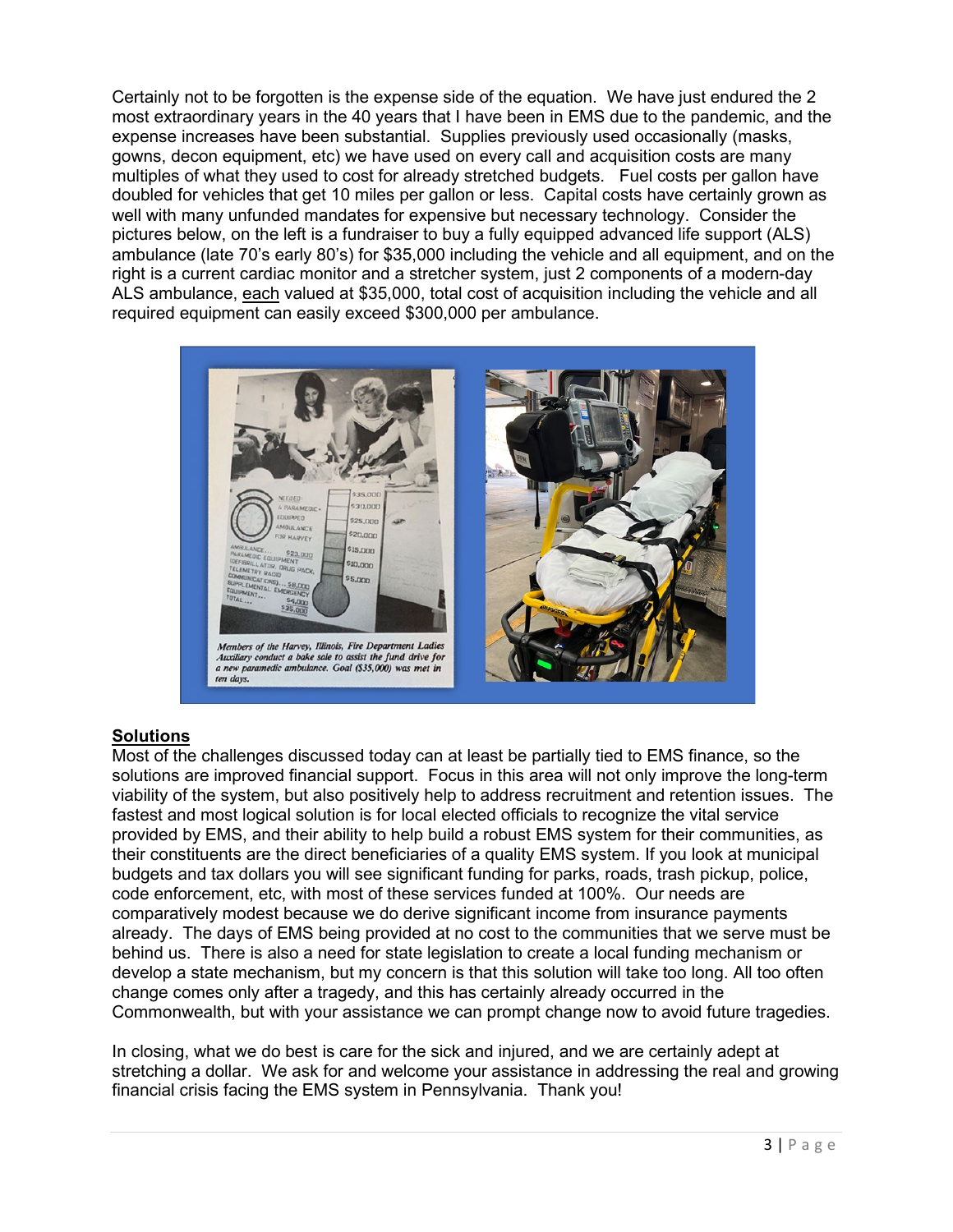Certainly not to be forgotten is the expense side of the equation. We have just endured the 2 most extraordinary years in the 40 years that I have been in EMS due to the pandemic, and the expense increases have been substantial. Supplies previously used occasionally (masks, gowns, decon equipment, etc) we have used on every call and acquisition costs are many multiples of what they used to cost for already stretched budgets. Fuel costs per gallon have doubled for vehicles that get 10 miles per gallon or less. Capital costs have certainly grown as well with many unfunded mandates for expensive but necessary technology. Consider the pictures below, on the left is a fundraiser to buy a fully equipped advanced life support (ALS) ambulance (late 70's early 80's) for $35,000 including the vehicle and all equipment, and on the right is a current cardiac monitor and a stretcher system, just 2 components of a modern-day ALS ambulance, <u>each</u> valued at $35,000, total cost of acquisition including the vehicle and all required equipment can easily exceed $300,000 per ambulance.

*Members of the Harvey, Illinois, Fire Department Ladies Auxiliary conduct a bake sale to assist the fund drive for a new paramedic ambulance. Goal ($35,000) was met in ten days.*

## Solutions

Most of the challenges discussed today can at least be partially tied to EMS finance, so the solutions are improved financial support. Focus in this area will not only improve the long-term viability of the system, but also positively help to address recruitment and retention issues. The fastest and most logical solution is for local elected officials to recognize the vital service provided by EMS, and their ability to help build a robust EMS system for their communities, as their constituents are the direct beneficiaries of a quality EMS system. If you look at municipal budgets and tax dollars you will see significant funding for parks, roads, trash pickup, police, code enforcement, etc, with most of these services funded at 100%. Our needs are comparatively modest because we do derive significant income from insurance payments already. The days of EMS being provided at no cost to the communities that we serve must be behind us. There is also a need for state legislation to create a local funding mechanism or develop a state mechanism, but my concern is that this solution will take too long. All too often change comes only after a tragedy, and this has certainly already occurred in the Commonwealth, but with your assistance we can prompt change now to avoid future tragedies.

In closing, what we do best is care for the sick and injured, and we are certainly adept at stretching a dollar. We ask for and welcome your assistance in addressing the real and growing financial crisis facing the EMS system in Pennsylvania. Thank you!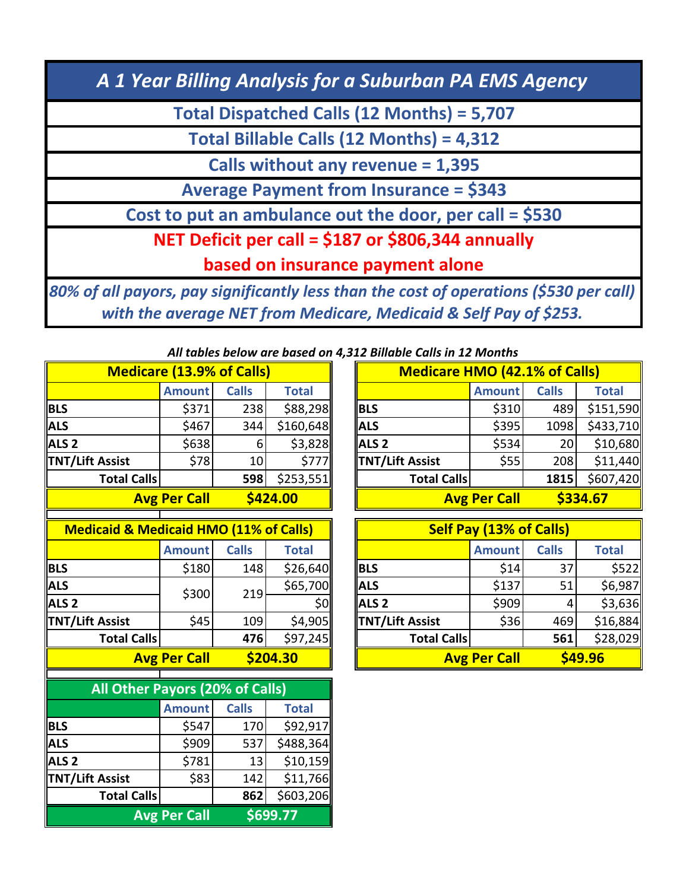# A 1 Year Billing Analysis for a Suburban PA EMS Agency

**Total Dispatched Calls (12 Months) = 5,707**

**Total Billable Calls (12 Months) = 4,312**

**Calls without any revenue = 1,395**

**Average Payment from Insurance = $343**

**Cost to put an ambulance out the door, per call = $530**

**NET Deficit per call = $187 or $806,344 annually based on insurance payment alone**

***80% of all payors, pay significantly less than the cost of operations ($530 per call) with the average NET from Medicare, Medicaid & Self Pay of $253.***

***All tables below are based on 4,312 Billable Calls in 12 Months***

| Medicare (13.9% of Calls) | | | |
|---|---|---|---|
| | **Amount** | **Calls** | **Total** |
| **BLS** | $371 | 238 | $88,298 |
| **ALS** | $467 | 344 | $160,648 |
| **ALS 2** | $638 | 6 | $3,828 |
| **TNT/Lift Assist** | $78 | 10 | $777 |
| **Total Calls** | | **598** | $253,551 |
| **Avg Per Call** | | **$424.00** | |

| Medicare HMO (42.1% of Calls) | | | |
|---|---|---|---|
| | **Amount** | **Calls** | **Total** |
| **BLS** | $310 | 489 | $151,590 |
| **ALS** | $395 | 1098 | $433,710 |
| **ALS 2** | $534 | 20 | $10,680 |
| **TNT/Lift Assist** | $55 | 208 | $11,440 |
| **Total Calls** | | **1815** | $607,420 |
| **Avg Per Call** | | **$334.67** | |

| Medicaid & Medicaid HMO (11% of Calls) | | | |
|---|---|---|---|
| | **Amount** | **Calls** | **Total** |
| **BLS** | $180 | 148 | $26,640 |
| **ALS** | $300 | 219 | $65,700 |
| **ALS 2** | | | $0 |
| **TNT/Lift Assist** | $45 | 109 | $4,905 |
| **Total Calls** | | **476** | $97,245 |
| **Avg Per Call** | | **$204.30** | |

| Self Pay (13% of Calls) | | | |
|---|---|---|---|
| | **Amount** | **Calls** | **Total** |
| **BLS** | $14 | 37 | $522 |
| **ALS** | $137 | 51 | $6,987 |
| **ALS 2** | $909 | 4 | $3,636 |
| **TNT/Lift Assist** | $36 | 469 | $16,884 |
| **Total Calls** | | **561** | $28,029 |
| **Avg Per Call** | | **$49.96** | |

| All Other Payors (20% of Calls) | | | |
|---|---|---|---|
| | **Amount** | **Calls** | **Total** |
| **BLS** | $547 | 170 | $92,917 |
| **ALS** | $909 | 537 | $488,364 |
| **ALS 2** | $781 | 13 | $10,159 |
| **TNT/Lift Assist** | $83 | 142 | $11,766 |
| **Total Calls** | | **862** | $603,206 |
| **Avg Per Call** | | **$699.77** | |